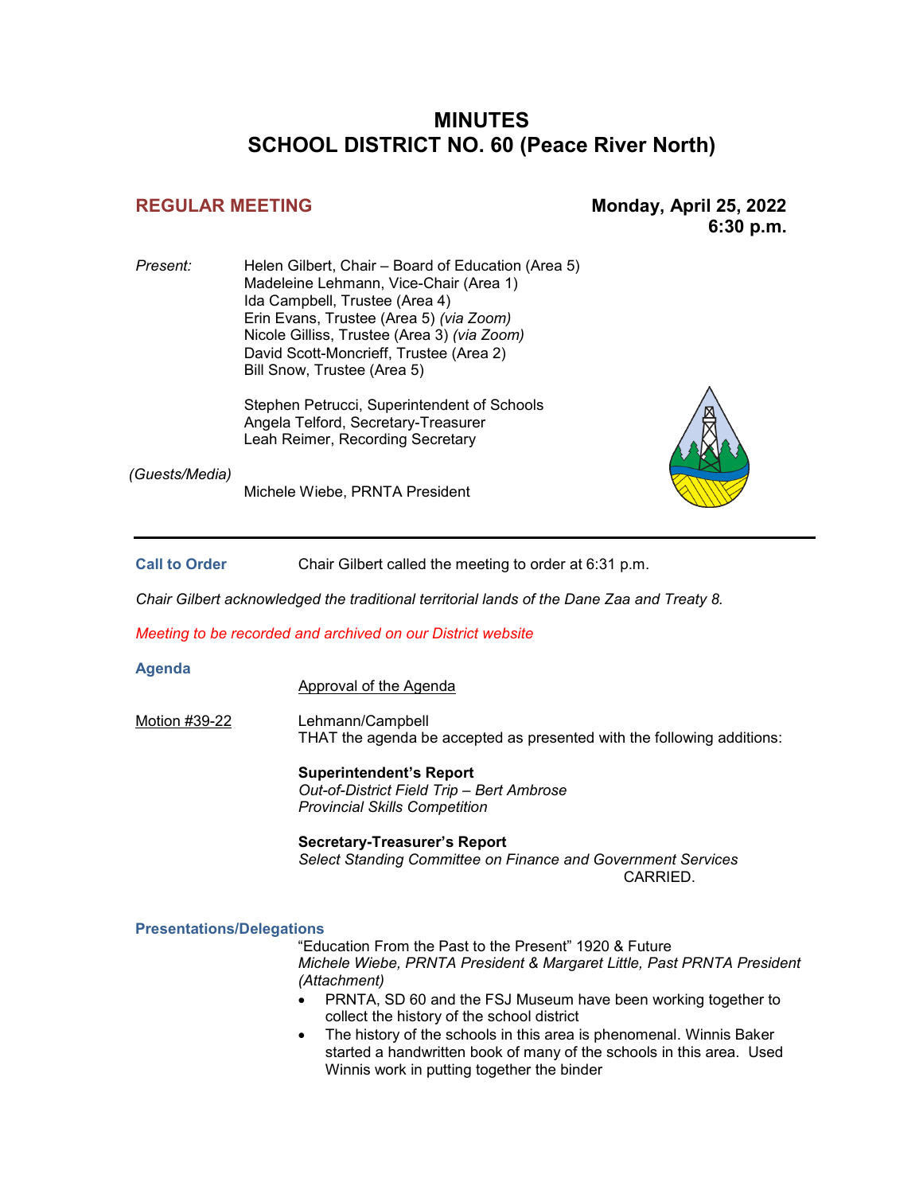# MINUTES
# SCHOOL DISTRICT NO. 60 (Peace River North)

**REGULAR MEETING** — **Monday, April 25, 2022 6:30 p.m.**

*Present:*
Helen Gilbert, Chair – Board of Education (Area 5)
Madeleine Lehmann, Vice-Chair (Area 1)
Ida Campbell, Trustee (Area 4)
Erin Evans, Trustee (Area 5) *(via Zoom)*
Nicole Gilliss, Trustee (Area 3) *(via Zoom)*
David Scott-Moncrieff, Trustee (Area 2)
Bill Snow, Trustee (Area 5)

Stephen Petrucci, Superintendent of Schools
Angela Telford, Secretary-Treasurer
Leah Reimer, Recording Secretary

*(Guests/Media)*
Michele Wiebe, PRNTA President

---

**Call to Order** — Chair Gilbert called the meeting to order at 6:31 p.m.

*Chair Gilbert acknowledged the traditional territorial lands of the Dane Zaa and Treaty 8.*

*Meeting to be recorded and archived on our District website*

**Agenda**

Approval of the Agenda

Motion #39-22 — Lehmann/Campbell
THAT the agenda be accepted as presented with the following additions:

**Superintendent's Report**
*Out-of-District Field Trip – Bert Ambrose*
*Provincial Skills Competition*

**Secretary-Treasurer's Report**
*Select Standing Committee on Finance and Government Services*

CARRIED.

**Presentations/Delegations**

"Education From the Past to the Present" 1920 & Future
*Michele Wiebe, PRNTA President & Margaret Little, Past PRNTA President (Attachment)*

- PRNTA, SD 60 and the FSJ Museum have been working together to collect the history of the school district
- The history of the schools in this area is phenomenal. Winnis Baker started a handwritten book of many of the schools in this area. Used Winnis work in putting together the binder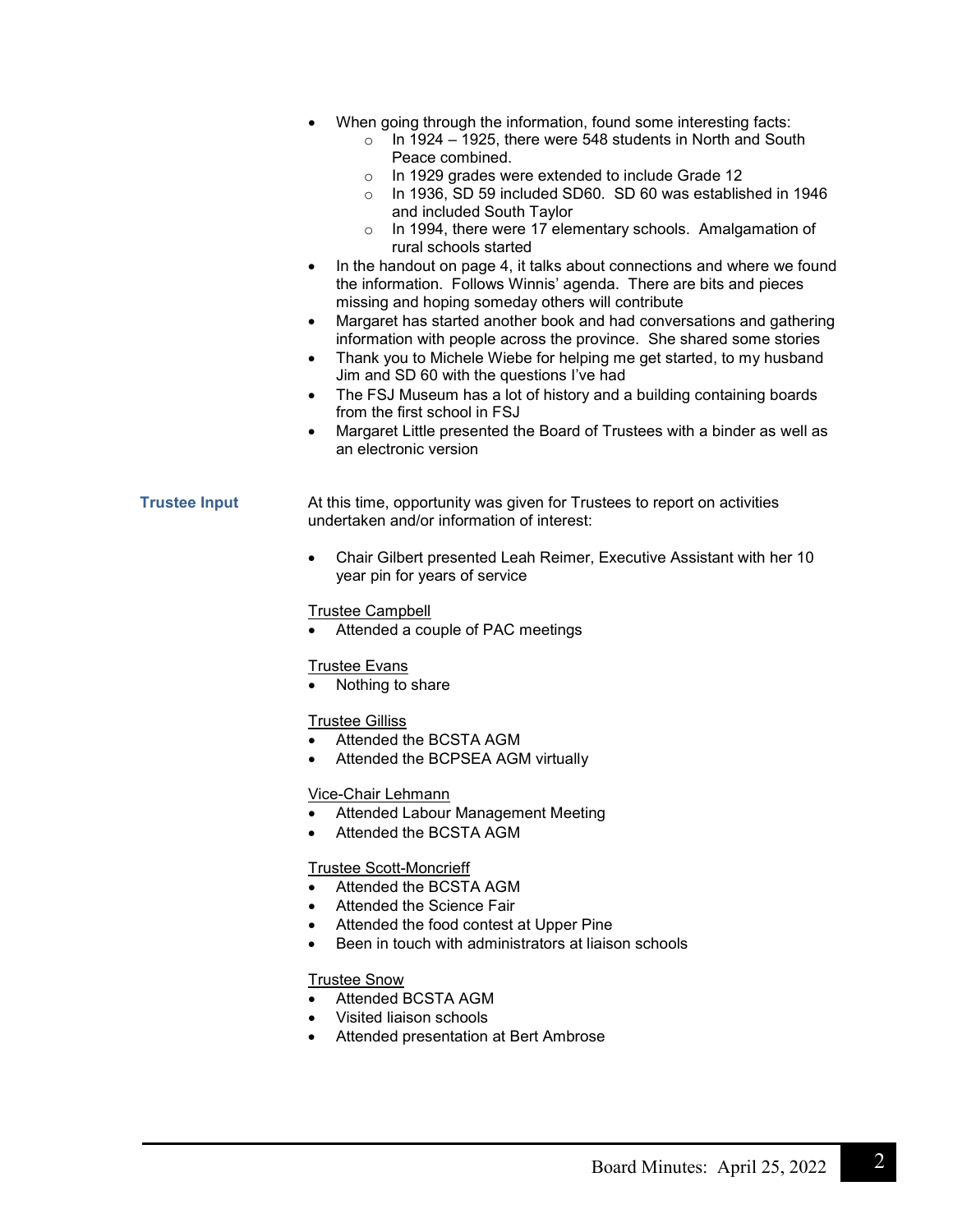- When going through the information, found some interesting facts:
    - In 1924 – 1925, there were 548 students in North and South Peace combined.
    - In 1929 grades were extended to include Grade 12
    - In 1936, SD 59 included SD60. SD 60 was established in 1946 and included South Taylor
    - In 1994, there were 17 elementary schools. Amalgamation of rural schools started
- In the handout on page 4, it talks about connections and where we found the information. Follows Winnis' agenda. There are bits and pieces missing and hoping someday others will contribute
- Margaret has started another book and had conversations and gathering information with people across the province. She shared some stories
- Thank you to Michele Wiebe for helping me get started, to my husband Jim and SD 60 with the questions I've had
- The FSJ Museum has a lot of history and a building containing boards from the first school in FSJ
- Margaret Little presented the Board of Trustees with a binder as well as an electronic version

**Trustee Input**

At this time, opportunity was given for Trustees to report on activities undertaken and/or information of interest:

- Chair Gilbert presented Leah Reimer, Executive Assistant with her 10 year pin for years of service

Trustee Campbell
- Attended a couple of PAC meetings

Trustee Evans
- Nothing to share

Trustee Gilliss
- Attended the BCSTA AGM
- Attended the BCPSEA AGM virtually

Vice-Chair Lehmann
- Attended Labour Management Meeting
- Attended the BCSTA AGM

Trustee Scott-Moncrieff
- Attended the BCSTA AGM
- Attended the Science Fair
- Attended the food contest at Upper Pine
- Been in touch with administrators at liaison schools

Trustee Snow
- Attended BCSTA AGM
- Visited liaison schools
- Attended presentation at Bert Ambrose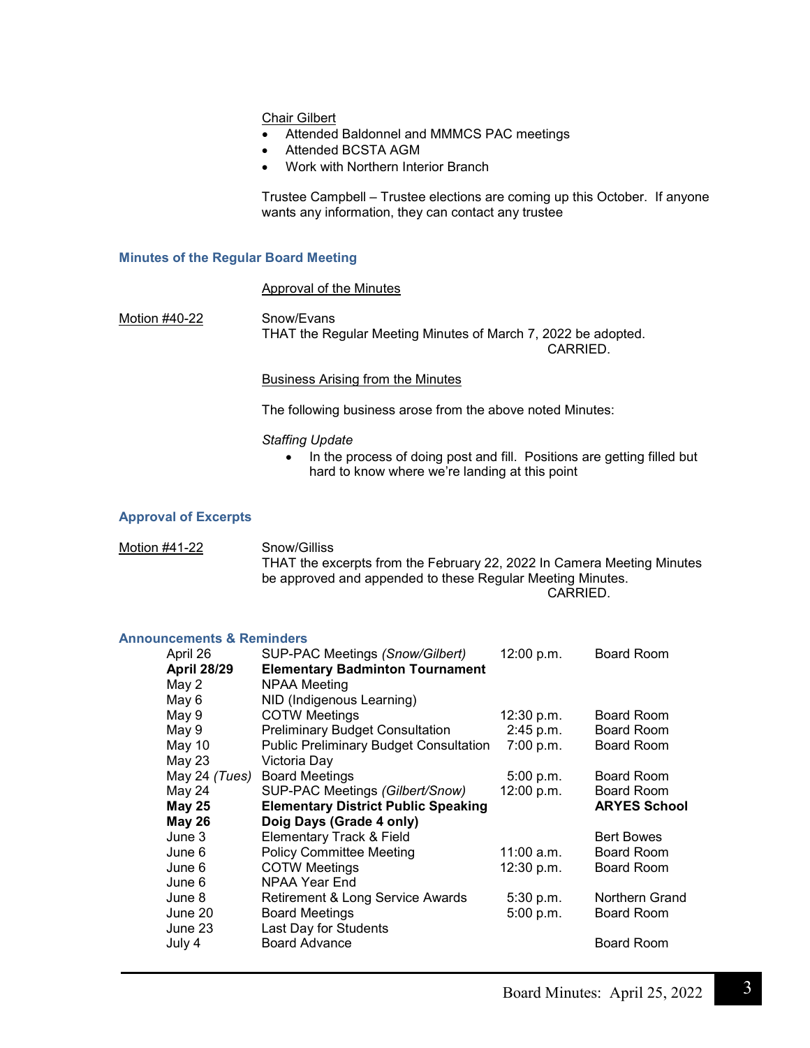Chair Gilbert

- Attended Baldonnel and MMMCS PAC meetings
- Attended BCSTA AGM
- Work with Northern Interior Branch

Trustee Campbell – Trustee elections are coming up this October. If anyone wants any information, they can contact any trustee

## Minutes of the Regular Board Meeting

Approval of the Minutes

Motion #40-22

Snow/Evans
THAT the Regular Meeting Minutes of March 7, 2022 be adopted.
CARRIED.

Business Arising from the Minutes

The following business arose from the above noted Minutes:

*Staffing Update*

- In the process of doing post and fill. Positions are getting filled but hard to know where we're landing at this point

## Approval of Excerpts

Motion #41-22

Snow/Gilliss
THAT the excerpts from the February 22, 2022 In Camera Meeting Minutes be approved and appended to these Regular Meeting Minutes.
CARRIED.

## Announcements & Reminders

| | | | |
|---|---|---|---|
| April 26 | SUP-PAC Meetings *(Snow/Gilbert)* | 12:00 p.m. | Board Room |
| **April 28/29** | **Elementary Badminton Tournament** | | |
| May 2 | NPAA Meeting | | |
| May 6 | NID (Indigenous Learning) | | |
| May 9 | COTW Meetings | 12:30 p.m. | Board Room |
| May 9 | Preliminary Budget Consultation | 2:45 p.m. | Board Room |
| May 10 | Public Preliminary Budget Consultation | 7:00 p.m. | Board Room |
| May 23 | Victoria Day | | |
| May 24 *(Tues)* | Board Meetings | 5:00 p.m. | Board Room |
| May 24 | SUP-PAC Meetings *(Gilbert/Snow)* | 12:00 p.m. | Board Room |
| **May 25** | **Elementary District Public Speaking** | | **ARYES School** |
| **May 26** | **Doig Days (Grade 4 only)** | | |
| June 3 | Elementary Track & Field | | Bert Bowes |
| June 6 | Policy Committee Meeting | 11:00 a.m. | Board Room |
| June 6 | COTW Meetings | 12:30 p.m. | Board Room |
| June 6 | NPAA Year End | | |
| June 8 | Retirement & Long Service Awards | 5:30 p.m. | Northern Grand |
| June 20 | Board Meetings | 5:00 p.m. | Board Room |
| June 23 | Last Day for Students | | |
| July 4 | Board Advance | | Board Room |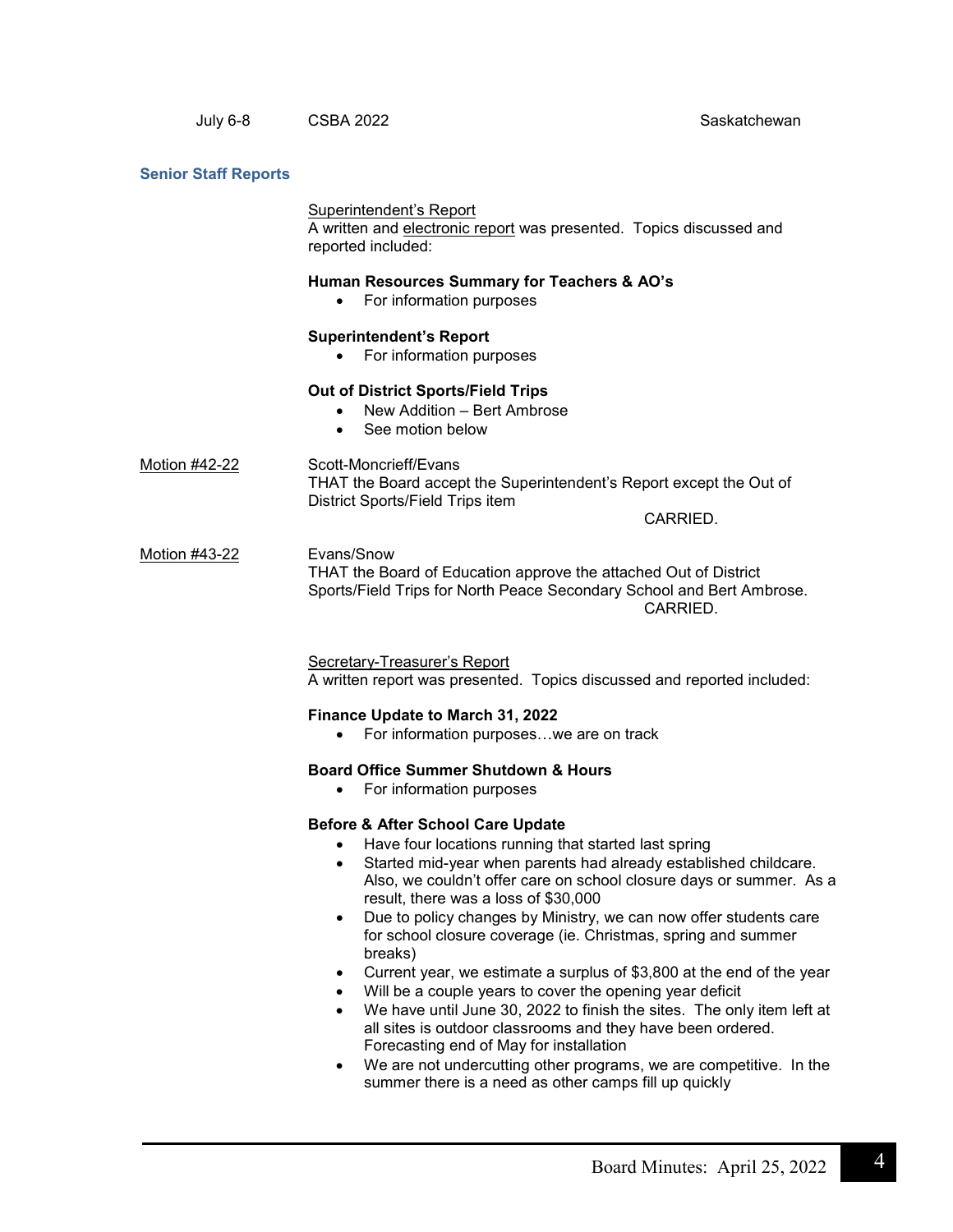| July 6-8 | CSBA 2022 | Saskatchewan |
|---|---|---|

## Senior Staff Reports

Superintendent's Report
A written and electronic report was presented. Topics discussed and reported included:

**Human Resources Summary for Teachers & AO's**

- For information purposes

**Superintendent's Report**

- For information purposes

**Out of District Sports/Field Trips**

- New Addition – Bert Ambrose
- See motion below

Motion #42-22
Scott-Moncrieff/Evans
THAT the Board accept the Superintendent's Report except the Out of District Sports/Field Trips item

CARRIED.

Motion #43-22
Evans/Snow
THAT the Board of Education approve the attached Out of District Sports/Field Trips for North Peace Secondary School and Bert Ambrose.

CARRIED.

Secretary-Treasurer's Report
A written report was presented. Topics discussed and reported included:

**Finance Update to March 31, 2022**

- For information purposes…we are on track

**Board Office Summer Shutdown & Hours**

- For information purposes

**Before & After School Care Update**

- Have four locations running that started last spring
- Started mid-year when parents had already established childcare. Also, we couldn't offer care on school closure days or summer. As a result, there was a loss of $30,000
- Due to policy changes by Ministry, we can now offer students care for school closure coverage (ie. Christmas, spring and summer breaks)
- Current year, we estimate a surplus of $3,800 at the end of the year
- Will be a couple years to cover the opening year deficit
- We have until June 30, 2022 to finish the sites. The only item left at all sites is outdoor classrooms and they have been ordered. Forecasting end of May for installation
- We are not undercutting other programs, we are competitive. In the summer there is a need as other camps fill up quickly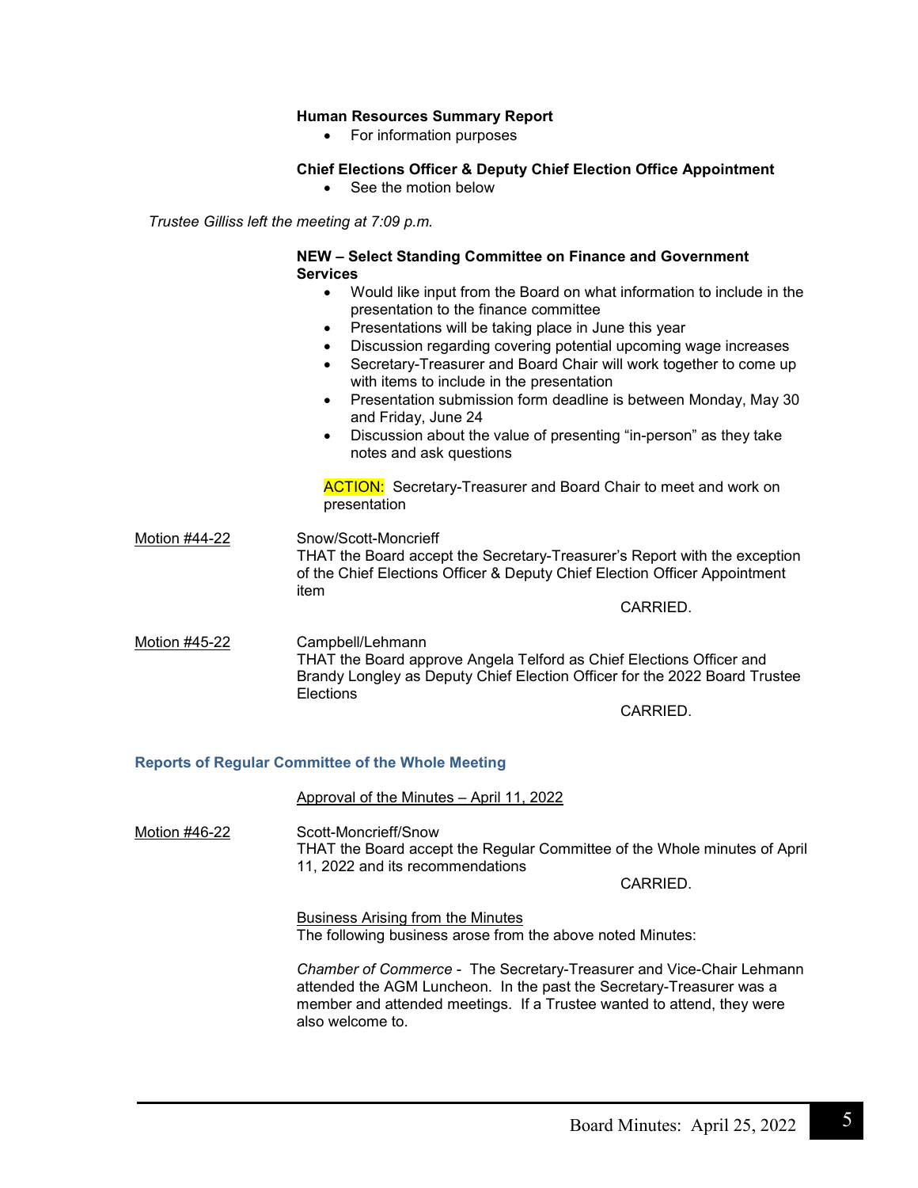**Human Resources Summary Report**

- For information purposes

**Chief Elections Officer & Deputy Chief Election Office Appointment**

- See the motion below

*Trustee Gilliss left the meeting at 7:09 p.m.*

**NEW – Select Standing Committee on Finance and Government Services**

- Would like input from the Board on what information to include in the presentation to the finance committee
- Presentations will be taking place in June this year
- Discussion regarding covering potential upcoming wage increases
- Secretary-Treasurer and Board Chair will work together to come up with items to include in the presentation
- Presentation submission form deadline is between Monday, May 30 and Friday, June 24
- Discussion about the value of presenting "in-person" as they take notes and ask questions

ACTION: Secretary-Treasurer and Board Chair to meet and work on presentation

Motion #44-22 — Snow/Scott-Moncrieff
THAT the Board accept the Secretary-Treasurer's Report with the exception of the Chief Elections Officer & Deputy Chief Election Officer Appointment item

CARRIED.

Motion #45-22 — Campbell/Lehmann
THAT the Board approve Angela Telford as Chief Elections Officer and Brandy Longley as Deputy Chief Election Officer for the 2022 Board Trustee Elections

CARRIED.

## Reports of Regular Committee of the Whole Meeting

Approval of the Minutes – April 11, 2022

Motion #46-22 — Scott-Moncrieff/Snow
THAT the Board accept the Regular Committee of the Whole minutes of April 11, 2022 and its recommendations

CARRIED.

Business Arising from the Minutes
The following business arose from the above noted Minutes:

*Chamber of Commerce* - The Secretary-Treasurer and Vice-Chair Lehmann attended the AGM Luncheon. In the past the Secretary-Treasurer was a member and attended meetings. If a Trustee wanted to attend, they were also welcome to.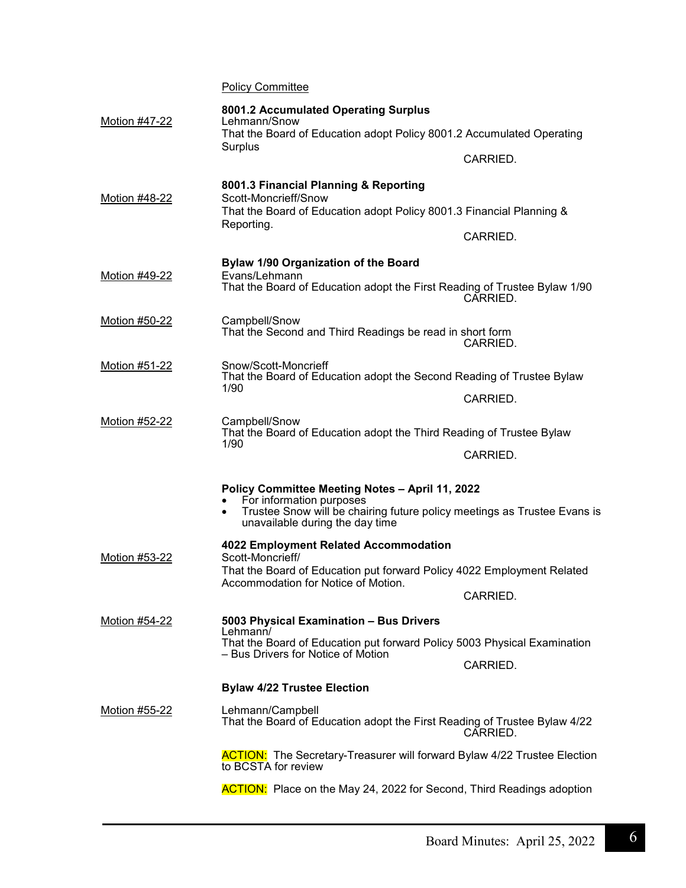Policy Committee

**8001.2 Accumulated Operating Surplus**

Motion #47-22

Lehmann/Snow
That the Board of Education adopt Policy 8001.2 Accumulated Operating Surplus

CARRIED.

**8001.3 Financial Planning & Reporting**

Motion #48-22

Scott-Moncrieff/Snow
That the Board of Education adopt Policy 8001.3 Financial Planning & Reporting.

CARRIED.

**Bylaw 1/90 Organization of the Board**

Motion #49-22

Evans/Lehmann
That the Board of Education adopt the First Reading of Trustee Bylaw 1/90

CARRIED.

Motion #50-22

Campbell/Snow
That the Second and Third Readings be read in short form

CARRIED.

Motion #51-22

Snow/Scott-Moncrieff
That the Board of Education adopt the Second Reading of Trustee Bylaw 1/90

CARRIED.

Motion #52-22

Campbell/Snow
That the Board of Education adopt the Third Reading of Trustee Bylaw 1/90

CARRIED.

**Policy Committee Meeting Notes – April 11, 2022**

- For information purposes
- Trustee Snow will be chairing future policy meetings as Trustee Evans is unavailable during the day time

**4022 Employment Related Accommodation**

Motion #53-22

Scott-Moncrieff/
That the Board of Education put forward Policy 4022 Employment Related Accommodation for Notice of Motion.

CARRIED.

Motion #54-22

**5003 Physical Examination – Bus Drivers**

Lehmann/
That the Board of Education put forward Policy 5003 Physical Examination – Bus Drivers for Notice of Motion

CARRIED.

**Bylaw 4/22 Trustee Election**

Motion #55-22

Lehmann/Campbell
That the Board of Education adopt the First Reading of Trustee Bylaw 4/22

CARRIED.

ACTION: The Secretary-Treasurer will forward Bylaw 4/22 Trustee Election to BCSTA for review

ACTION: Place on the May 24, 2022 for Second, Third Readings adoption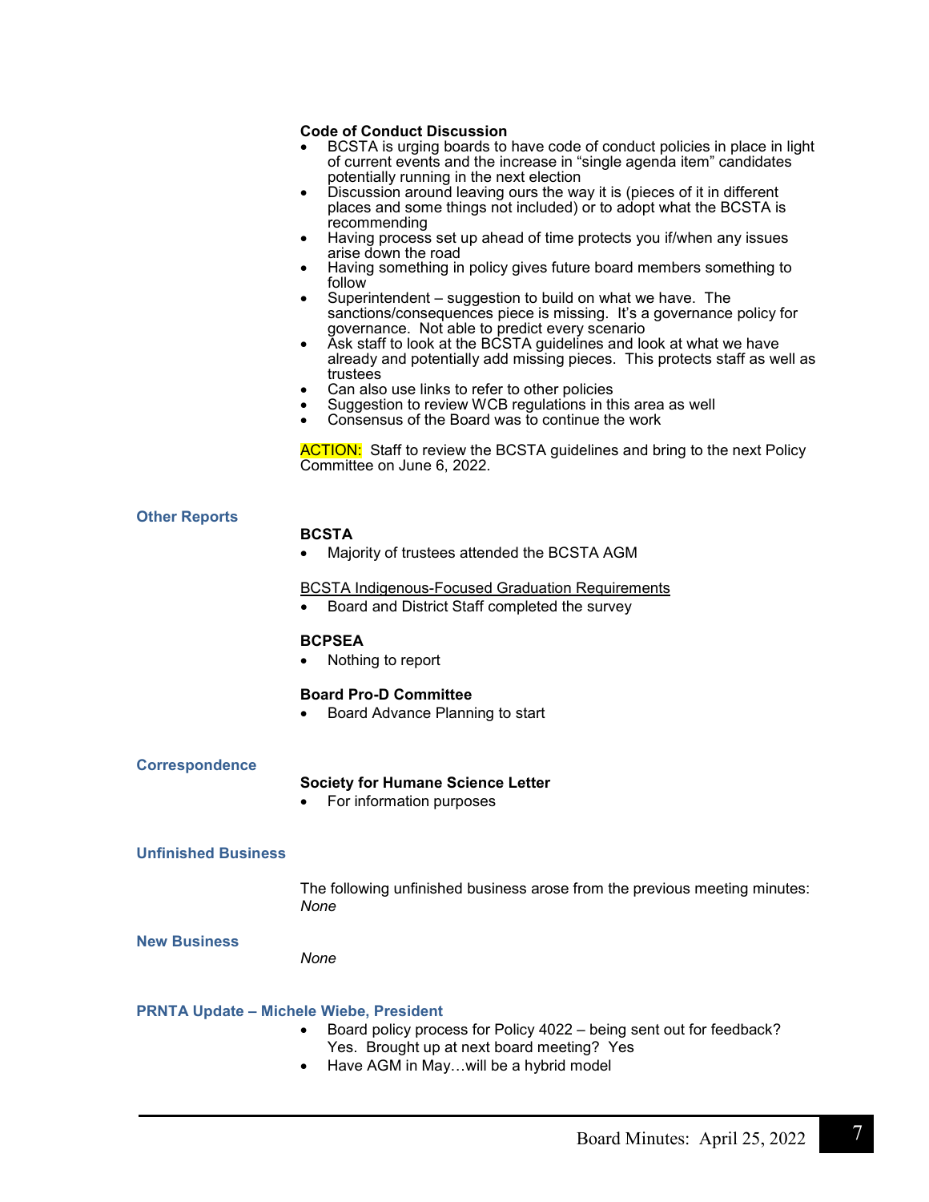**Code of Conduct Discussion**

- BCSTA is urging boards to have code of conduct policies in place in light of current events and the increase in "single agenda item" candidates potentially running in the next election
- Discussion around leaving ours the way it is (pieces of it in different places and some things not included) or to adopt what the BCSTA is recommending
- Having process set up ahead of time protects you if/when any issues arise down the road
- Having something in policy gives future board members something to follow
- Superintendent – suggestion to build on what we have. The sanctions/consequences piece is missing. It's a governance policy for governance. Not able to predict every scenario
- Ask staff to look at the BCSTA guidelines and look at what we have already and potentially add missing pieces. This protects staff as well as trustees
- Can also use links to refer to other policies
- Suggestion to review WCB regulations in this area as well
- Consensus of the Board was to continue the work

ACTION: Staff to review the BCSTA guidelines and bring to the next Policy Committee on June 6, 2022.

## Other Reports

**BCSTA**

- Majority of trustees attended the BCSTA AGM

BCSTA Indigenous-Focused Graduation Requirements

- Board and District Staff completed the survey

**BCPSEA**

- Nothing to report

**Board Pro-D Committee**

- Board Advance Planning to start

## Correspondence

**Society for Humane Science Letter**

- For information purposes

## Unfinished Business

The following unfinished business arose from the previous meeting minutes: *None*

## New Business

*None*

## PRNTA Update – Michele Wiebe, President

- Board policy process for Policy 4022 – being sent out for feedback? Yes. Brought up at next board meeting? Yes
- Have AGM in May…will be a hybrid model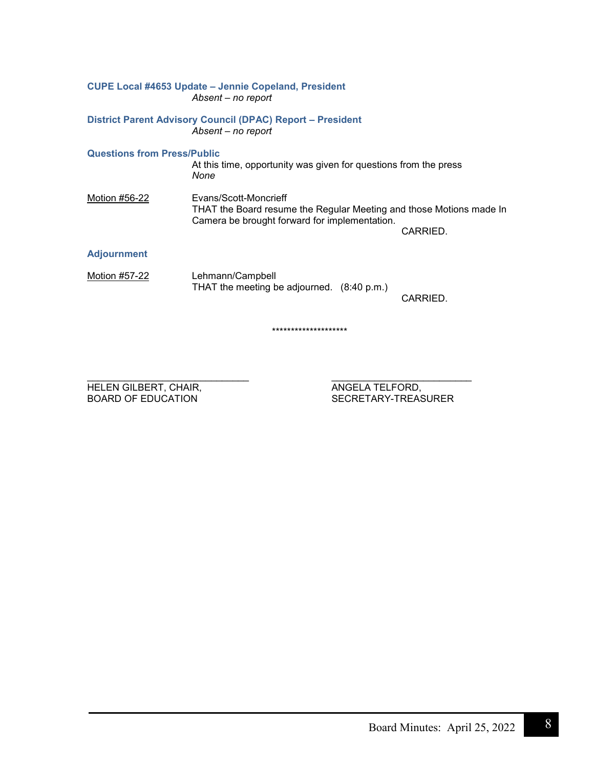### CUPE Local #4653 Update – Jennie Copeland, President

*Absent – no report*

### District Parent Advisory Council (DPAC) Report – President

*Absent – no report*

### Questions from Press/Public

At this time, opportunity was given for questions from the press

*None*

<u>Motion #56-22</u>

Evans/Scott-Moncrieff

THAT the Board resume the Regular Meeting and those Motions made In Camera be brought forward for implementation.

CARRIED.

### Adjournment

<u>Motion #57-22</u>

Lehmann/Campbell

THAT the meeting be adjourned. (8:40 p.m.)

CARRIED.

********************

______________________________
HELEN GILBERT, CHAIR,
BOARD OF EDUCATION

______________________________
ANGELA TELFORD,
SECRETARY-TREASURER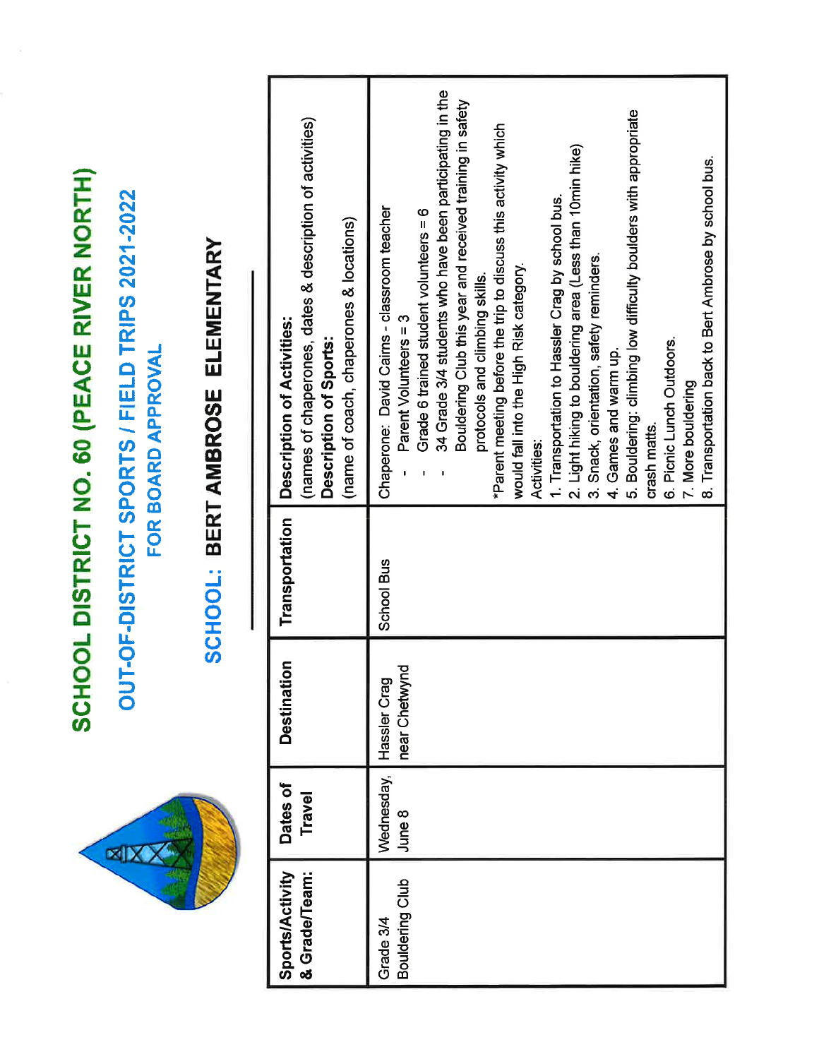# SCHOOL DISTRICT NO. 60 (PEACE RIVER NORTH)

## OUT-OF-DISTRICT SPORTS / FIELD TRIPS 2021-2022

### FOR BOARD APPROVAL

## SCHOOL: BERT AMBROSE ELEMENTARY

| Sports/Activity & Grade/Team: | Dates of Travel | Destination | Transportation | Description of Activities: (names of chaperones, dates & description of activities) Description of Sports: (name of coach, chaperones & locations) |
|---|---|---|---|---|
| Grade 3/4 Bouldering Club | Wednesday, June 8 | Hassler Crag near Chetwynd | School Bus | Chaperone: David Cairns - classroom teacher<br>- Parent Volunteers = 3<br>- Grade 6 trained student volunteers = 6<br>- 34 Grade 3/4 students who have been participating in the Bouldering Club this year and received training in safety protocols and climbing skills.<br>*Parent meeting before the trip to discuss this activity which would fall into the High Risk category.<br>Activities:<br>1. Transportation to Hassler Crag by school bus.<br>2. Light hiking to bouldering area (Less than 10min hike)<br>3. Snack, orientation, safety reminders.<br>4. Games and warm up.<br>5. Bouldering: climbing low difficulty boulders with appropriate crash matts.<br>6. Picnic Lunch Outdoors.<br>7. More bouldering<br>8. Transportation back to Bert Ambrose by school bus. |